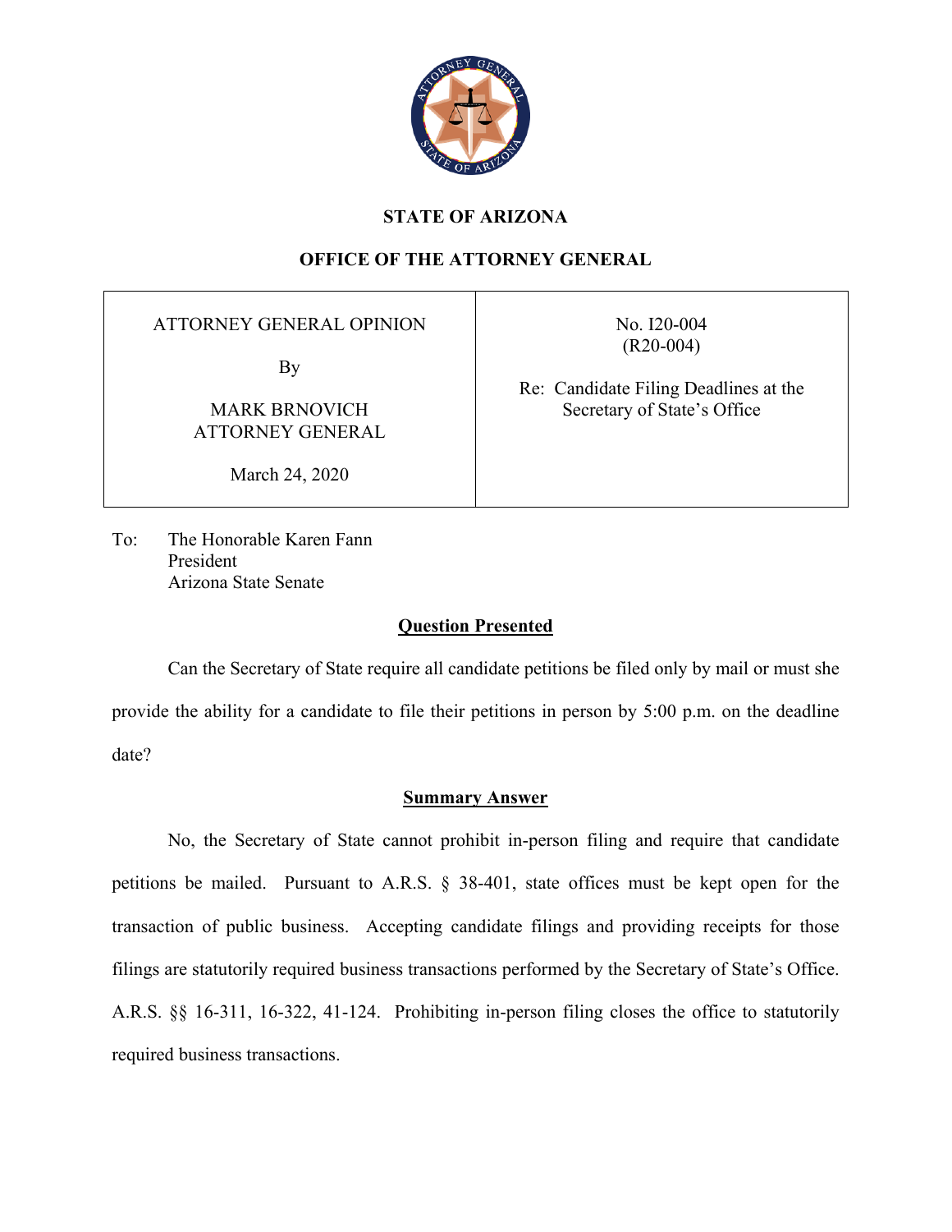**STATE OF ARIZONA**

**OFFICE OF THE ATTORNEY GENERAL**

| ATTORNEY GENERAL OPINION<br><br>By<br><br>MARK BRNOVICH<br>ATTORNEY GENERAL<br><br>March 24, 2020 | No. I20-004<br>(R20-004)<br><br>Re: Candidate Filing Deadlines at the Secretary of State's Office |
|---|---|

To: The Honorable Karen Fann
President
Arizona State Senate

## Question Presented

Can the Secretary of State require all candidate petitions be filed only by mail or must she provide the ability for a candidate to file their petitions in person by 5:00 p.m. on the deadline date?

## Summary Answer

No, the Secretary of State cannot prohibit in-person filing and require that candidate petitions be mailed. Pursuant to A.R.S. § 38-401, state offices must be kept open for the transaction of public business. Accepting candidate filings and providing receipts for those filings are statutorily required business transactions performed by the Secretary of State's Office. A.R.S. §§ 16-311, 16-322, 41-124. Prohibiting in-person filing closes the office to statutorily required business transactions.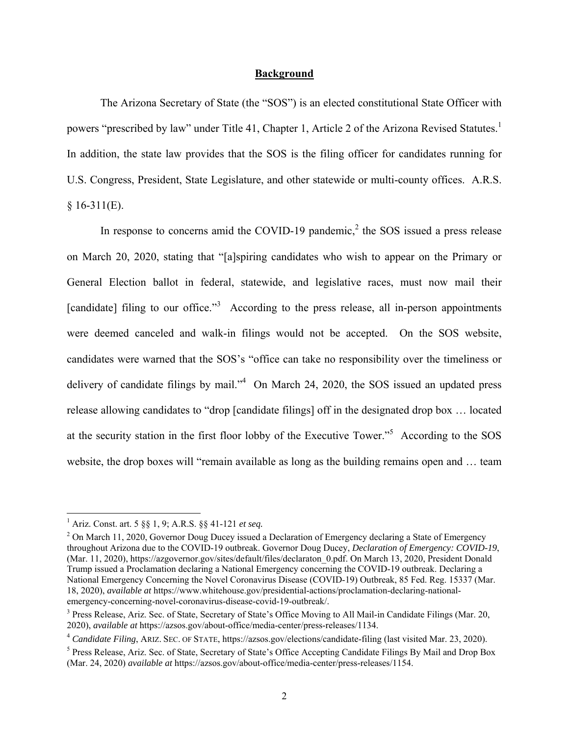## Background

The Arizona Secretary of State (the "SOS") is an elected constitutional State Officer with powers "prescribed by law" under Title 41, Chapter 1, Article 2 of the Arizona Revised Statutes.[1] In addition, the state law provides that the SOS is the filing officer for candidates running for U.S. Congress, President, State Legislature, and other statewide or multi-county offices. A.R.S. § 16-311(E).

In response to concerns amid the COVID-19 pandemic,[2] the SOS issued a press release on March 20, 2020, stating that "[a]spiring candidates who wish to appear on the Primary or General Election ballot in federal, statewide, and legislative races, must now mail their [candidate] filing to our office."[3] According to the press release, all in-person appointments were deemed canceled and walk-in filings would not be accepted. On the SOS website, candidates were warned that the SOS's "office can take no responsibility over the timeliness or delivery of candidate filings by mail."[4] On March 24, 2020, the SOS issued an updated press release allowing candidates to "drop [candidate filings] off in the designated drop box … located at the security station in the first floor lobby of the Executive Tower."[5] According to the SOS website, the drop boxes will "remain available as long as the building remains open and … team

---

[1] Ariz. Const. art. 5 §§ 1, 9; A.R.S. §§ 41-121 *et seq.*

[2] On March 11, 2020, Governor Doug Ducey issued a Declaration of Emergency declaring a State of Emergency throughout Arizona due to the COVID-19 outbreak. Governor Doug Ducey, *Declaration of Emergency: COVID-19*, (Mar. 11, 2020), https://azgovernor.gov/sites/default/files/declaraton_0.pdf. On March 13, 2020, President Donald Trump issued a Proclamation declaring a National Emergency concerning the COVID-19 outbreak. Declaring a National Emergency Concerning the Novel Coronavirus Disease (COVID-19) Outbreak, 85 Fed. Reg. 15337 (Mar. 18, 2020), *available at* https://www.whitehouse.gov/presidential-actions/proclamation-declaring-national-emergency-concerning-novel-coronavirus-disease-covid-19-outbreak/.

[3] Press Release, Ariz. Sec. of State, Secretary of State's Office Moving to All Mail-in Candidate Filings (Mar. 20, 2020), *available at* https://azsos.gov/about-office/media-center/press-releases/1134.

[4] *Candidate Filing*, ARIZ. SEC. OF STATE, https://azsos.gov/elections/candidate-filing (last visited Mar. 23, 2020).

[5] Press Release, Ariz. Sec. of State, Secretary of State's Office Accepting Candidate Filings By Mail and Drop Box (Mar. 24, 2020) *available at* https://azsos.gov/about-office/media-center/press-releases/1154.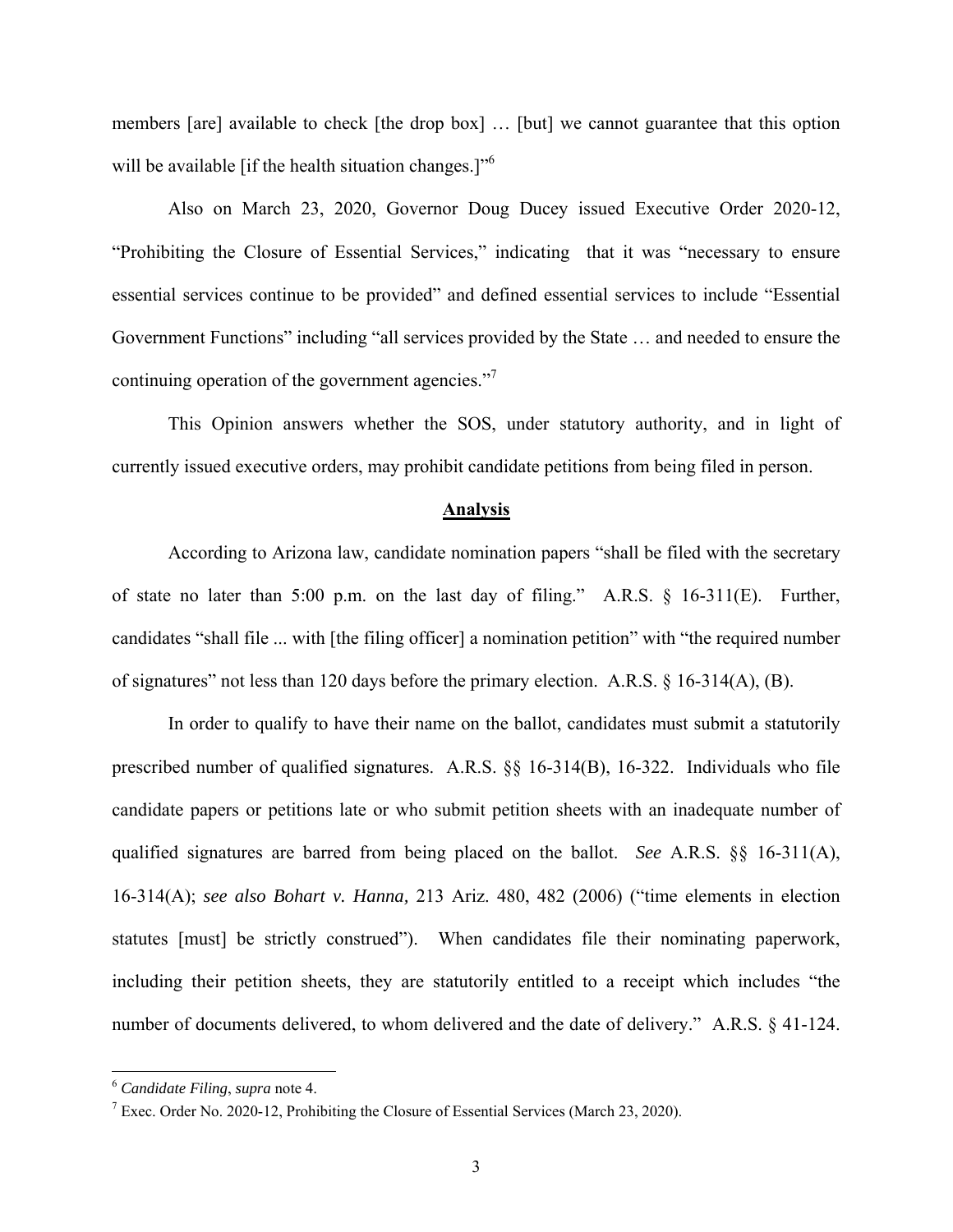members [are] available to check [the drop box] … [but] we cannot guarantee that this option will be available [if the health situation changes.]"[6]

Also on March 23, 2020, Governor Doug Ducey issued Executive Order 2020-12, "Prohibiting the Closure of Essential Services," indicating that it was "necessary to ensure essential services continue to be provided" and defined essential services to include "Essential Government Functions" including "all services provided by the State … and needed to ensure the continuing operation of the government agencies."[7]

This Opinion answers whether the SOS, under statutory authority, and in light of currently issued executive orders, may prohibit candidate petitions from being filed in person.

## **Analysis**

According to Arizona law, candidate nomination papers "shall be filed with the secretary of state no later than 5:00 p.m. on the last day of filing." A.R.S. § 16-311(E). Further, candidates "shall file ... with [the filing officer] a nomination petition" with "the required number of signatures" not less than 120 days before the primary election. A.R.S. § 16-314(A), (B).

In order to qualify to have their name on the ballot, candidates must submit a statutorily prescribed number of qualified signatures. A.R.S. §§ 16-314(B), 16-322. Individuals who file candidate papers or petitions late or who submit petition sheets with an inadequate number of qualified signatures are barred from being placed on the ballot. *See* A.R.S. §§ 16-311(A), 16-314(A); *see also Bohart v. Hanna,* 213 Ariz. 480, 482 (2006) ("time elements in election statutes [must] be strictly construed"). When candidates file their nominating paperwork, including their petition sheets, they are statutorily entitled to a receipt which includes "the number of documents delivered, to whom delivered and the date of delivery." A.R.S. § 41-124.

---

[6] *Candidate Filing*, *supra* note 4.

[7] Exec. Order No. 2020-12, Prohibiting the Closure of Essential Services (March 23, 2020).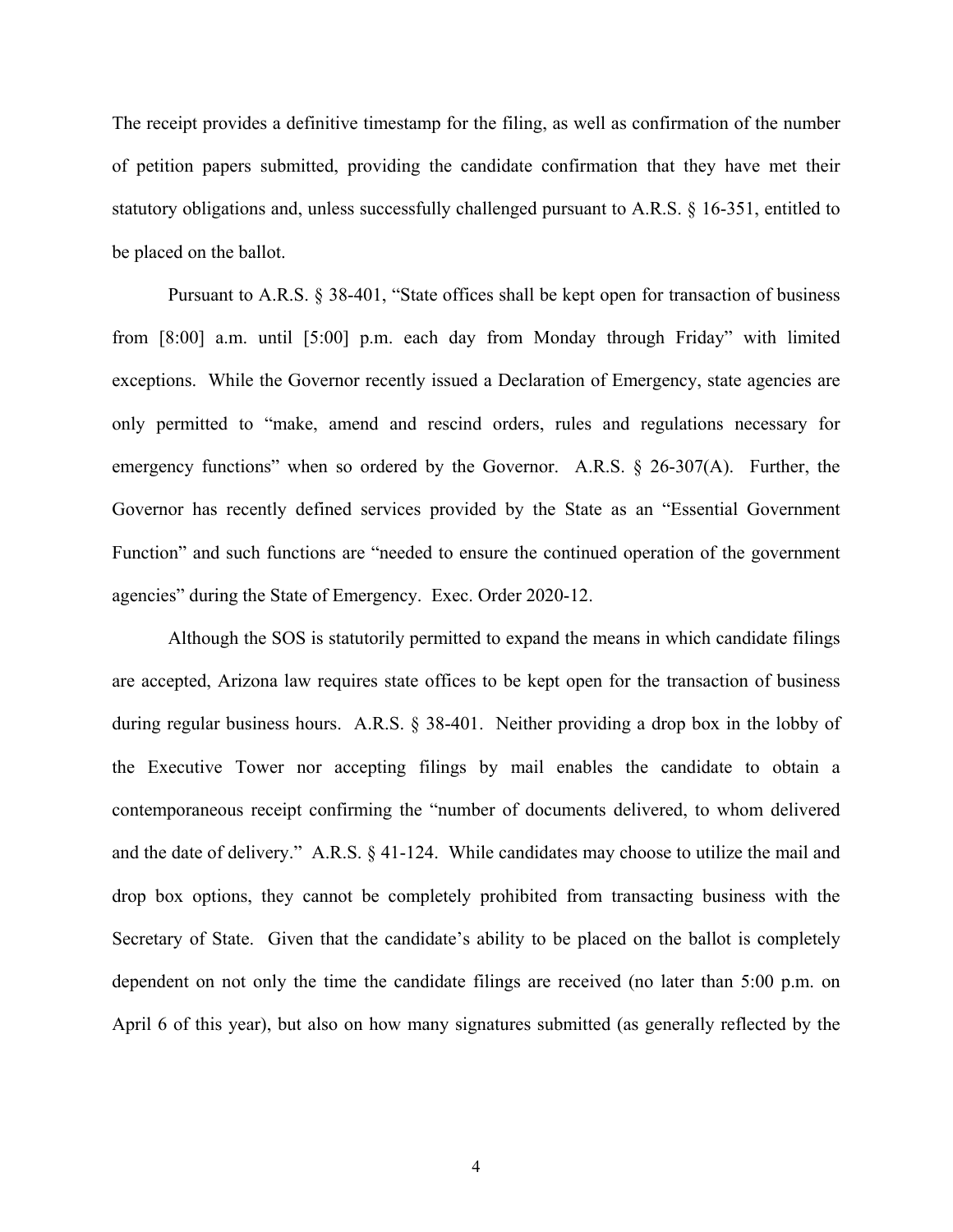The receipt provides a definitive timestamp for the filing, as well as confirmation of the number of petition papers submitted, providing the candidate confirmation that they have met their statutory obligations and, unless successfully challenged pursuant to A.R.S. § 16-351, entitled to be placed on the ballot.

Pursuant to A.R.S. § 38-401, "State offices shall be kept open for transaction of business from [8:00] a.m. until [5:00] p.m. each day from Monday through Friday" with limited exceptions. While the Governor recently issued a Declaration of Emergency, state agencies are only permitted to "make, amend and rescind orders, rules and regulations necessary for emergency functions" when so ordered by the Governor. A.R.S. § 26-307(A). Further, the Governor has recently defined services provided by the State as an "Essential Government Function" and such functions are "needed to ensure the continued operation of the government agencies" during the State of Emergency. Exec. Order 2020-12.

Although the SOS is statutorily permitted to expand the means in which candidate filings are accepted, Arizona law requires state offices to be kept open for the transaction of business during regular business hours. A.R.S. § 38-401. Neither providing a drop box in the lobby of the Executive Tower nor accepting filings by mail enables the candidate to obtain a contemporaneous receipt confirming the "number of documents delivered, to whom delivered and the date of delivery." A.R.S. § 41-124. While candidates may choose to utilize the mail and drop box options, they cannot be completely prohibited from transacting business with the Secretary of State. Given that the candidate's ability to be placed on the ballot is completely dependent on not only the time the candidate filings are received (no later than 5:00 p.m. on April 6 of this year), but also on how many signatures submitted (as generally reflected by the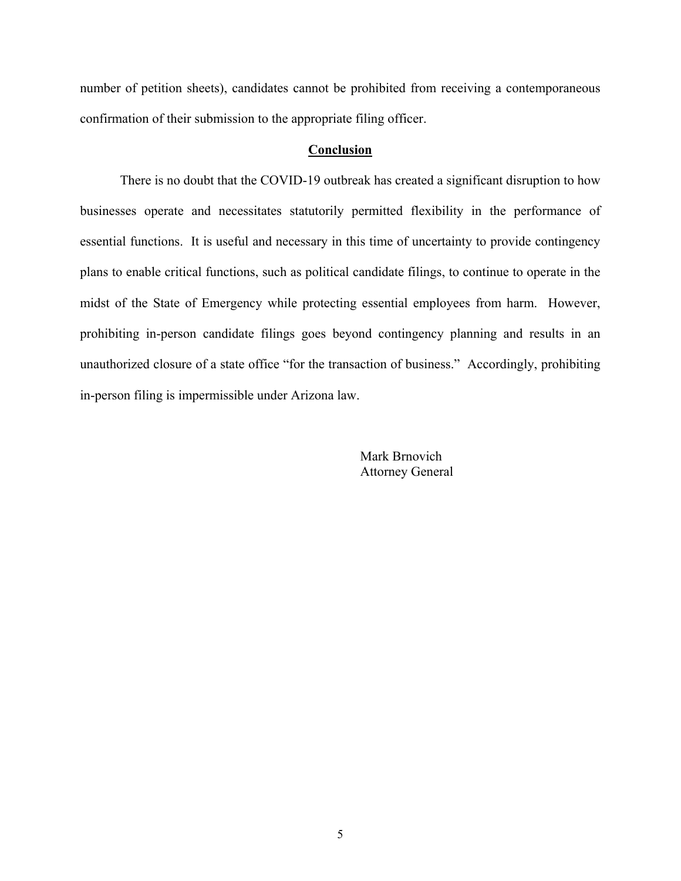number of petition sheets), candidates cannot be prohibited from receiving a contemporaneous confirmation of their submission to the appropriate filing officer.

## Conclusion

There is no doubt that the COVID-19 outbreak has created a significant disruption to how businesses operate and necessitates statutorily permitted flexibility in the performance of essential functions. It is useful and necessary in this time of uncertainty to provide contingency plans to enable critical functions, such as political candidate filings, to continue to operate in the midst of the State of Emergency while protecting essential employees from harm. However, prohibiting in-person candidate filings goes beyond contingency planning and results in an unauthorized closure of a state office "for the transaction of business." Accordingly, prohibiting in-person filing is impermissible under Arizona law.

Mark Brnovich
Attorney General